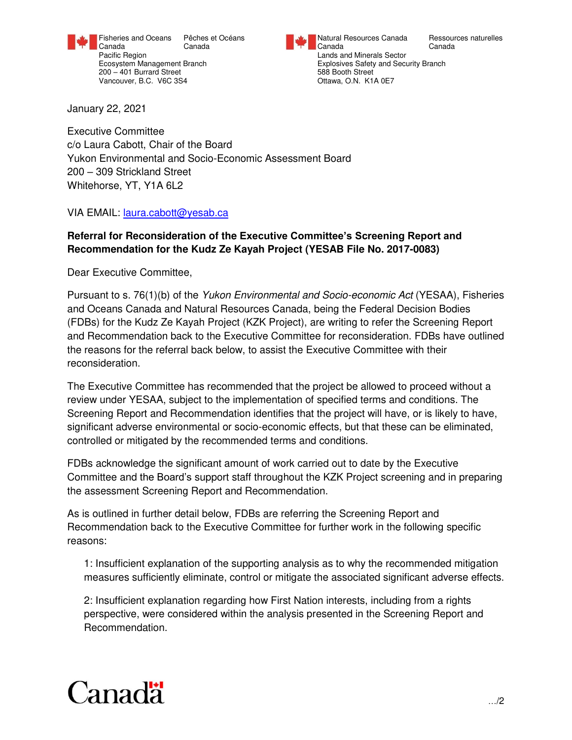Fisheries and Oceans Canada / Pêches et Océans Canada
Pacific Region
Ecosystem Management Branch
200 – 401 Burrard Street
Vancouver, B.C. V6C 3S4

Natural Resources Canada / Ressources naturelles Canada
Lands and Minerals Sector
Explosives Safety and Security Branch
588 Booth Street
Ottawa, O.N. K1A 0E7

January 22, 2021

Executive Committee
c/o Laura Cabott, Chair of the Board
Yukon Environmental and Socio-Economic Assessment Board
200 – 309 Strickland Street
Whitehorse, YT, Y1A 6L2

VIA EMAIL: laura.cabott@yesab.ca

**Referral for Reconsideration of the Executive Committee's Screening Report and Recommendation for the Kudz Ze Kayah Project (YESAB File No. 2017-0083)**

Dear Executive Committee,

Pursuant to s. 76(1)(b) of the *Yukon Environmental and Socio-economic Act* (YESAA), Fisheries and Oceans Canada and Natural Resources Canada, being the Federal Decision Bodies (FDBs) for the Kudz Ze Kayah Project (KZK Project), are writing to refer the Screening Report and Recommendation back to the Executive Committee for reconsideration. FDBs have outlined the reasons for the referral back below, to assist the Executive Committee with their reconsideration.

The Executive Committee has recommended that the project be allowed to proceed without a review under YESAA, subject to the implementation of specified terms and conditions. The Screening Report and Recommendation identifies that the project will have, or is likely to have, significant adverse environmental or socio-economic effects, but that these can be eliminated, controlled or mitigated by the recommended terms and conditions.

FDBs acknowledge the significant amount of work carried out to date by the Executive Committee and the Board's support staff throughout the KZK Project screening and in preparing the assessment Screening Report and Recommendation.

As is outlined in further detail below, FDBs are referring the Screening Report and Recommendation back to the Executive Committee for further work in the following specific reasons:

1: Insufficient explanation of the supporting analysis as to why the recommended mitigation measures sufficiently eliminate, control or mitigate the associated significant adverse effects.

2: Insufficient explanation regarding how First Nation interests, including from a rights perspective, were considered within the analysis presented in the Screening Report and Recommendation.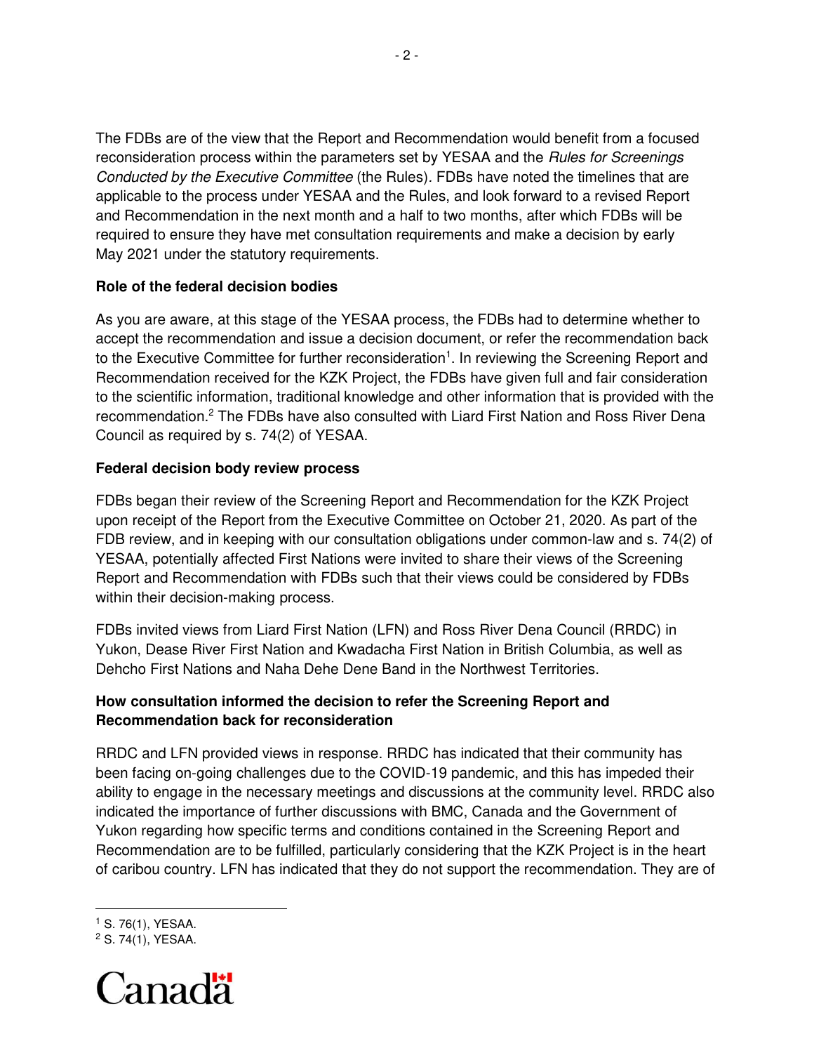The FDBs are of the view that the Report and Recommendation would benefit from a focused reconsideration process within the parameters set by YESAA and the *Rules for Screenings Conducted by the Executive Committee* (the Rules). FDBs have noted the timelines that are applicable to the process under YESAA and the Rules, and look forward to a revised Report and Recommendation in the next month and a half to two months, after which FDBs will be required to ensure they have met consultation requirements and make a decision by early May 2021 under the statutory requirements.

**Role of the federal decision bodies**

As you are aware, at this stage of the YESAA process, the FDBs had to determine whether to accept the recommendation and issue a decision document, or refer the recommendation back to the Executive Committee for further reconsideration[1]. In reviewing the Screening Report and Recommendation received for the KZK Project, the FDBs have given full and fair consideration to the scientific information, traditional knowledge and other information that is provided with the recommendation.[2] The FDBs have also consulted with Liard First Nation and Ross River Dena Council as required by s. 74(2) of YESAA.

**Federal decision body review process**

FDBs began their review of the Screening Report and Recommendation for the KZK Project upon receipt of the Report from the Executive Committee on October 21, 2020. As part of the FDB review, and in keeping with our consultation obligations under common-law and s. 74(2) of YESAA, potentially affected First Nations were invited to share their views of the Screening Report and Recommendation with FDBs such that their views could be considered by FDBs within their decision-making process.

FDBs invited views from Liard First Nation (LFN) and Ross River Dena Council (RRDC) in Yukon, Dease River First Nation and Kwadacha First Nation in British Columbia, as well as Dehcho First Nations and Naha Dehe Dene Band in the Northwest Territories.

**How consultation informed the decision to refer the Screening Report and Recommendation back for reconsideration**

RRDC and LFN provided views in response. RRDC has indicated that their community has been facing on-going challenges due to the COVID-19 pandemic, and this has impeded their ability to engage in the necessary meetings and discussions at the community level. RRDC also indicated the importance of further discussions with BMC, Canada and the Government of Yukon regarding how specific terms and conditions contained in the Screening Report and Recommendation are to be fulfilled, particularly considering that the KZK Project is in the heart of caribou country. LFN has indicated that they do not support the recommendation. They are of

[1] S. 76(1), YESAA.
[2] S. 74(1), YESAA.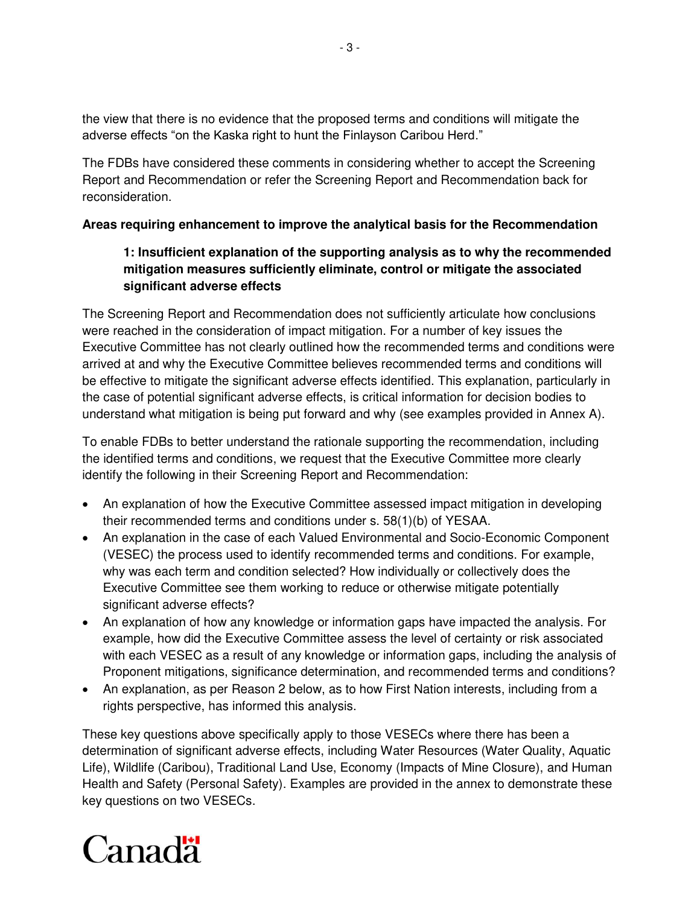the view that there is no evidence that the proposed terms and conditions will mitigate the adverse effects "on the Kaska right to hunt the Finlayson Caribou Herd."

The FDBs have considered these comments in considering whether to accept the Screening Report and Recommendation or refer the Screening Report and Recommendation back for reconsideration.

**Areas requiring enhancement to improve the analytical basis for the Recommendation**

**1: Insufficient explanation of the supporting analysis as to why the recommended mitigation measures sufficiently eliminate, control or mitigate the associated significant adverse effects**

The Screening Report and Recommendation does not sufficiently articulate how conclusions were reached in the consideration of impact mitigation. For a number of key issues the Executive Committee has not clearly outlined how the recommended terms and conditions were arrived at and why the Executive Committee believes recommended terms and conditions will be effective to mitigate the significant adverse effects identified. This explanation, particularly in the case of potential significant adverse effects, is critical information for decision bodies to understand what mitigation is being put forward and why (see examples provided in Annex A).

To enable FDBs to better understand the rationale supporting the recommendation, including the identified terms and conditions, we request that the Executive Committee more clearly identify the following in their Screening Report and Recommendation:

- An explanation of how the Executive Committee assessed impact mitigation in developing their recommended terms and conditions under s. 58(1)(b) of YESAA.
- An explanation in the case of each Valued Environmental and Socio-Economic Component (VESEC) the process used to identify recommended terms and conditions. For example, why was each term and condition selected? How individually or collectively does the Executive Committee see them working to reduce or otherwise mitigate potentially significant adverse effects?
- An explanation of how any knowledge or information gaps have impacted the analysis. For example, how did the Executive Committee assess the level of certainty or risk associated with each VESEC as a result of any knowledge or information gaps, including the analysis of Proponent mitigations, significance determination, and recommended terms and conditions?
- An explanation, as per Reason 2 below, as to how First Nation interests, including from a rights perspective, has informed this analysis.

These key questions above specifically apply to those VESECs where there has been a determination of significant adverse effects, including Water Resources (Water Quality, Aquatic Life), Wildlife (Caribou), Traditional Land Use, Economy (Impacts of Mine Closure), and Human Health and Safety (Personal Safety). Examples are provided in the annex to demonstrate these key questions on two VESECs.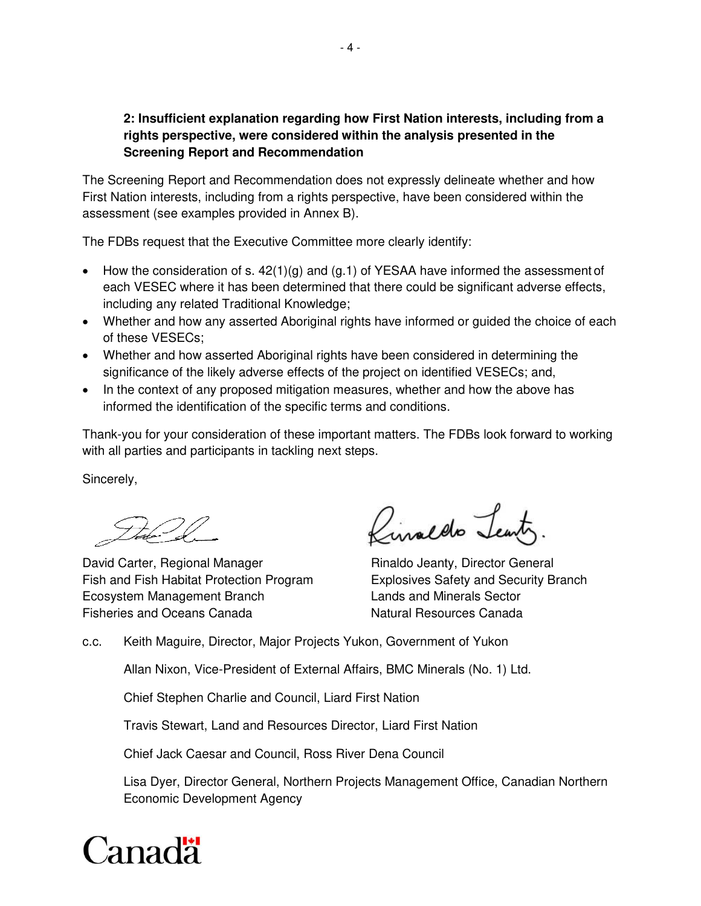**2: Insufficient explanation regarding how First Nation interests, including from a rights perspective, were considered within the analysis presented in the Screening Report and Recommendation**

The Screening Report and Recommendation does not expressly delineate whether and how First Nation interests, including from a rights perspective, have been considered within the assessment (see examples provided in Annex B).

The FDBs request that the Executive Committee more clearly identify:

- How the consideration of s. 42(1)(g) and (g.1) of YESAA have informed the assessment of each VESEC where it has been determined that there could be significant adverse effects, including any related Traditional Knowledge;
- Whether and how any asserted Aboriginal rights have informed or guided the choice of each of these VESECs;
- Whether and how asserted Aboriginal rights have been considered in determining the significance of the likely adverse effects of the project on identified VESECs; and,
- In the context of any proposed mitigation measures, whether and how the above has informed the identification of the specific terms and conditions.

Thank-you for your consideration of these important matters. The FDBs look forward to working with all parties and participants in tackling next steps.

Sincerely,

David Carter, Regional Manager
Fish and Fish Habitat Protection Program
Ecosystem Management Branch
Fisheries and Oceans Canada

Rinaldo Jeanty, Director General
Explosives Safety and Security Branch
Lands and Minerals Sector
Natural Resources Canada

c.c. Keith Maguire, Director, Major Projects Yukon, Government of Yukon

Allan Nixon, Vice-President of External Affairs, BMC Minerals (No. 1) Ltd.

Chief Stephen Charlie and Council, Liard First Nation

Travis Stewart, Land and Resources Director, Liard First Nation

Chief Jack Caesar and Council, Ross River Dena Council

Lisa Dyer, Director General, Northern Projects Management Office, Canadian Northern Economic Development Agency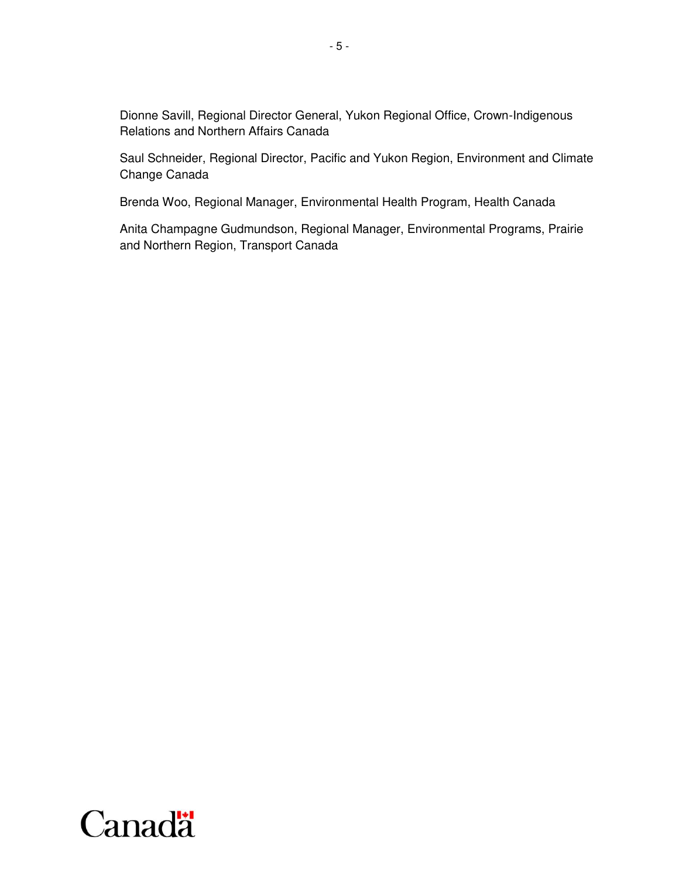Dionne Savill, Regional Director General, Yukon Regional Office, Crown-Indigenous Relations and Northern Affairs Canada

Saul Schneider, Regional Director, Pacific and Yukon Region, Environment and Climate Change Canada

Brenda Woo, Regional Manager, Environmental Health Program, Health Canada

Anita Champagne Gudmundson, Regional Manager, Environmental Programs, Prairie and Northern Region, Transport Canada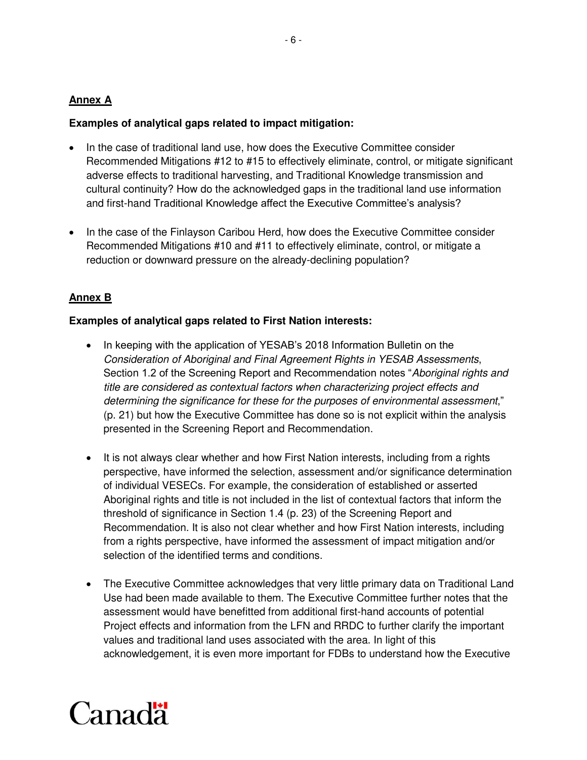**<u>Annex A</u>**

**Examples of analytical gaps related to impact mitigation:**

- In the case of traditional land use, how does the Executive Committee consider Recommended Mitigations #12 to #15 to effectively eliminate, control, or mitigate significant adverse effects to traditional harvesting, and Traditional Knowledge transmission and cultural continuity? How do the acknowledged gaps in the traditional land use information and first-hand Traditional Knowledge affect the Executive Committee's analysis?

- In the case of the Finlayson Caribou Herd, how does the Executive Committee consider Recommended Mitigations #10 and #11 to effectively eliminate, control, or mitigate a reduction or downward pressure on the already-declining population?

**<u>Annex B</u>**

**Examples of analytical gaps related to First Nation interests:**

- In keeping with the application of YESAB's 2018 Information Bulletin on the *Consideration of Aboriginal and Final Agreement Rights in YESAB Assessments*, Section 1.2 of the Screening Report and Recommendation notes "*Aboriginal rights and title are considered as contextual factors when characterizing project effects and determining the significance for these for the purposes of environmental assessment*," (p. 21) but how the Executive Committee has done so is not explicit within the analysis presented in the Screening Report and Recommendation.

- It is not always clear whether and how First Nation interests, including from a rights perspective, have informed the selection, assessment and/or significance determination of individual VESECs. For example, the consideration of established or asserted Aboriginal rights and title is not included in the list of contextual factors that inform the threshold of significance in Section 1.4 (p. 23) of the Screening Report and Recommendation. It is also not clear whether and how First Nation interests, including from a rights perspective, have informed the assessment of impact mitigation and/or selection of the identified terms and conditions.

- The Executive Committee acknowledges that very little primary data on Traditional Land Use had been made available to them. The Executive Committee further notes that the assessment would have benefitted from additional first-hand accounts of potential Project effects and information from the LFN and RRDC to further clarify the important values and traditional land uses associated with the area. In light of this acknowledgement, it is even more important for FDBs to understand how the Executive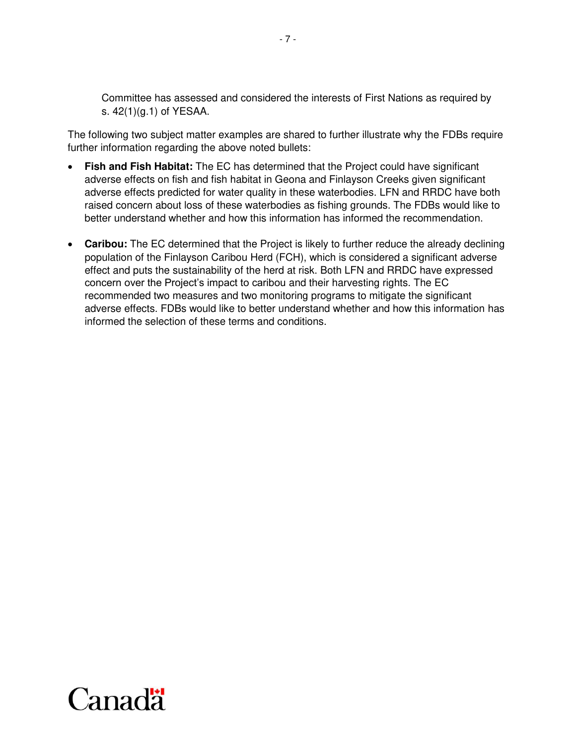Committee has assessed and considered the interests of First Nations as required by s. 42(1)(g.1) of YESAA.

The following two subject matter examples are shared to further illustrate why the FDBs require further information regarding the above noted bullets:

- **Fish and Fish Habitat:** The EC has determined that the Project could have significant adverse effects on fish and fish habitat in Geona and Finlayson Creeks given significant adverse effects predicted for water quality in these waterbodies. LFN and RRDC have both raised concern about loss of these waterbodies as fishing grounds. The FDBs would like to better understand whether and how this information has informed the recommendation.

- **Caribou:** The EC determined that the Project is likely to further reduce the already declining population of the Finlayson Caribou Herd (FCH), which is considered a significant adverse effect and puts the sustainability of the herd at risk. Both LFN and RRDC have expressed concern over the Project's impact to caribou and their harvesting rights. The EC recommended two measures and two monitoring programs to mitigate the significant adverse effects. FDBs would like to better understand whether and how this information has informed the selection of these terms and conditions.